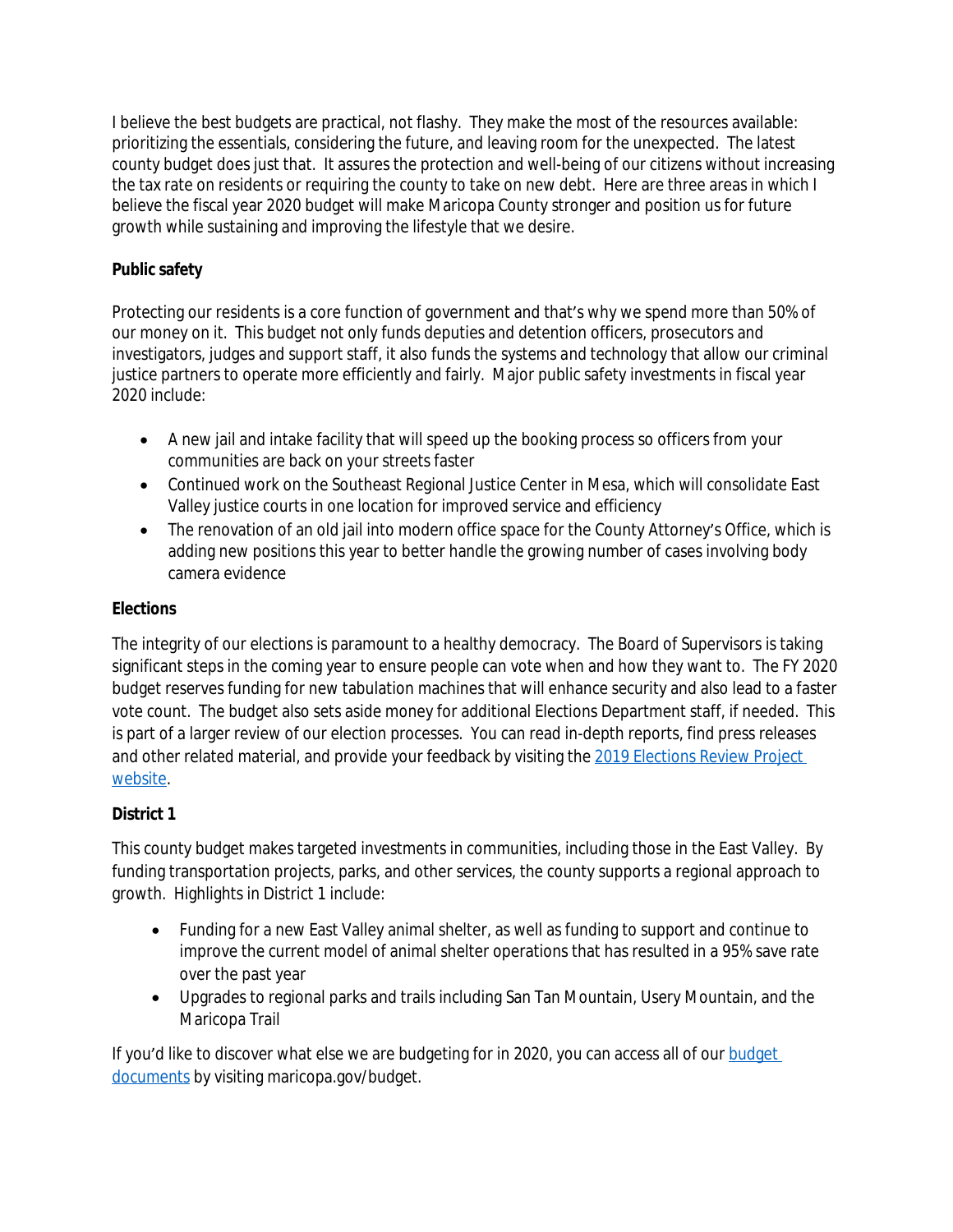I believe the best budgets are practical, not flashy. They make the most of the resources available: prioritizing the essentials, considering the future, and leaving room for the unexpected. The latest county budget does just that. It assures the protection and well-being of our citizens without increasing the tax rate on residents or requiring the county to take on new debt. Here are three areas in which I believe the fiscal year 2020 budget will make Maricopa County stronger and position us for future growth while sustaining and improving the lifestyle that we desire.

**Public safety**

Protecting our residents is a core function of government and that's why we spend more than 50% of our money on it. This budget not only funds deputies and detention officers, prosecutors and investigators, judges and support staff, it also funds the systems and technology that allow our criminal justice partners to operate more efficiently and fairly. Major public safety investments in fiscal year 2020 include:

- A new jail and intake facility that will speed up the booking process so officers from your communities are back on your streets faster
- Continued work on the Southeast Regional Justice Center in Mesa, which will consolidate East Valley justice courts in one location for improved service and efficiency
- The renovation of an old jail into modern office space for the County Attorney's Office, which is adding new positions this year to better handle the growing number of cases involving body camera evidence

**Elections**

The integrity of our elections is paramount to a healthy democracy. The Board of Supervisors is taking significant steps in the coming year to ensure people can vote when and how they want to. The FY 2020 budget reserves funding for new tabulation machines that will enhance security and also lead to a faster vote count. The budget also sets aside money for additional Elections Department staff, if needed. This is part of a larger review of our election processes. You can read in-depth reports, find press releases and other related material, and provide your feedback by visiting the 2019 Elections Review Project website.

**District 1**

This county budget makes targeted investments in communities, including those in the East Valley. By funding transportation projects, parks, and other services, the county supports a regional approach to growth. Highlights in District 1 include:

- Funding for a new East Valley animal shelter, as well as funding to support and continue to improve the current model of animal shelter operations that has resulted in a 95% save rate over the past year
- Upgrades to regional parks and trails including San Tan Mountain, Usery Mountain, and the Maricopa Trail

If you'd like to discover what else we are budgeting for in 2020, you can access all of our budget documents by visiting maricopa.gov/budget.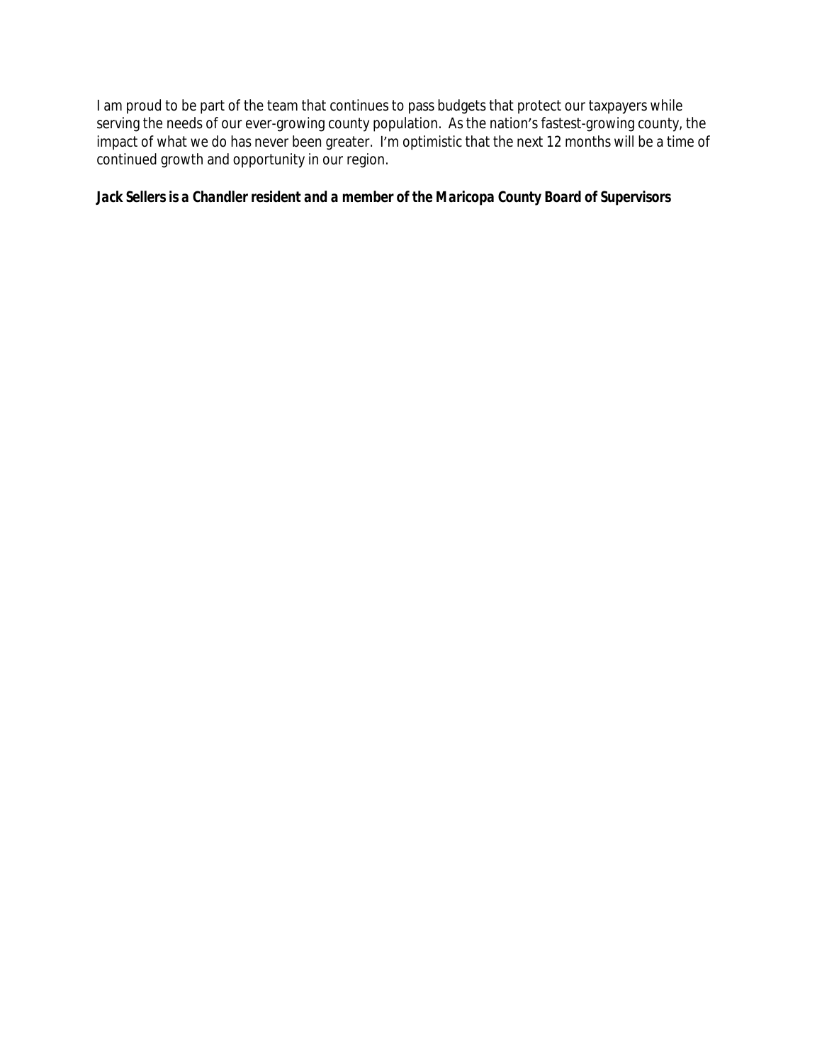I am proud to be part of the team that continues to pass budgets that protect our taxpayers while serving the needs of our ever-growing county population. As the nation's fastest-growing county, the impact of what we do has never been greater. I'm optimistic that the next 12 months will be a time of continued growth and opportunity in our region.

***Jack Sellers is a Chandler resident and a member of the Maricopa County Board of Supervisors***